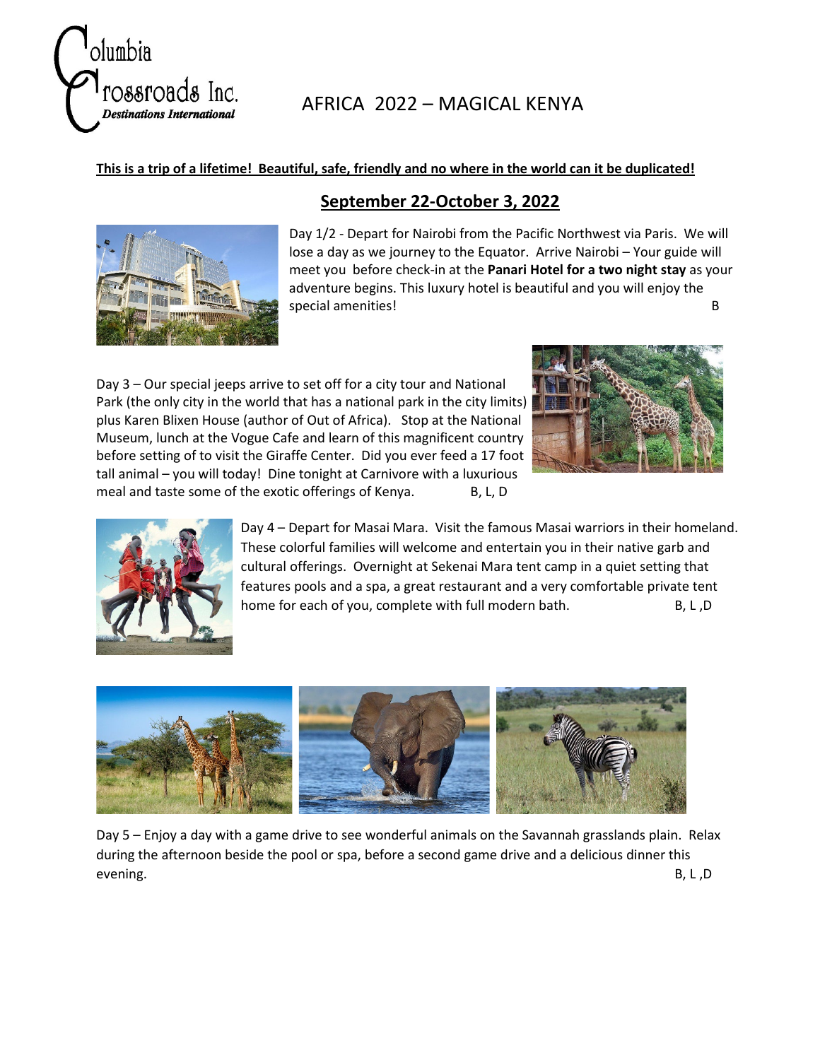Columbia Crossroads Inc.
*Destinations International*

# AFRICA 2022 – MAGICAL KENYA

**This is a trip of a lifetime! Beautiful, safe, friendly and no where in the world can it be duplicated!**

## September 22-October 3, 2022

Day 1/2 - Depart for Nairobi from the Pacific Northwest via Paris. We will lose a day as we journey to the Equator. Arrive Nairobi – Your guide will meet you before check-in at the **Panari Hotel for a two night stay** as your adventure begins. This luxury hotel is beautiful and you will enjoy the special amenities! B

Day 3 – Our special jeeps arrive to set off for a city tour and National Park (the only city in the world that has a national park in the city limits) plus Karen Blixen House (author of Out of Africa). Stop at the National Museum, lunch at the Vogue Cafe and learn of this magnificent country before setting of to visit the Giraffe Center. Did you ever feed a 17 foot tall animal – you will today! Dine tonight at Carnivore with a luxurious meal and taste some of the exotic offerings of Kenya. B, L, D

Day 4 – Depart for Masai Mara. Visit the famous Masai warriors in their homeland. These colorful families will welcome and entertain you in their native garb and cultural offerings. Overnight at Sekenai Mara tent camp in a quiet setting that features pools and a spa, a great restaurant and a very comfortable private tent home for each of you, complete with full modern bath. B, L ,D

Day 5 – Enjoy a day with a game drive to see wonderful animals on the Savannah grasslands plain. Relax during the afternoon beside the pool or spa, before a second game drive and a delicious dinner this evening. B, L ,D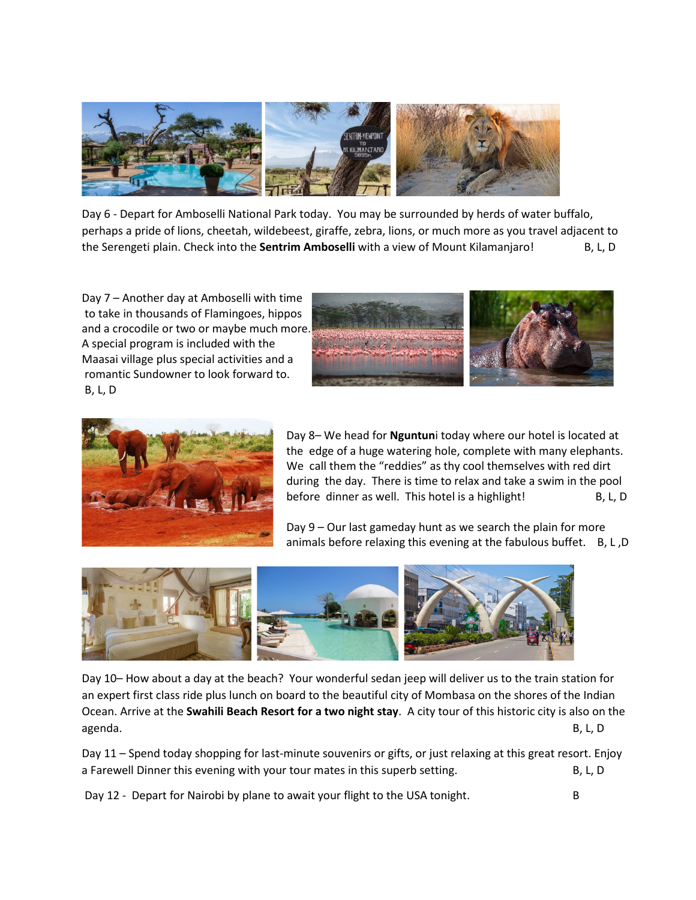Day 6 - Depart for Amboselli National Park today. You may be surrounded by herds of water buffalo, perhaps a pride of lions, cheetah, wildebeest, giraffe, zebra, lions, or much more as you travel adjacent to the Serengeti plain. Check into the **Sentrim Amboselli** with a view of Mount Kilamanjaro! B, L, D

Day 7 – Another day at Amboselli with time to take in thousands of Flamingoes, hippos and a crocodile or two or maybe much more. A special program is included with the Maasai village plus special activities and a romantic Sundowner to look forward to. B, L, D

Day 8– We head for **Nguntun**i today where our hotel is located at the edge of a huge watering hole, complete with many elephants. We call them the "reddies" as thy cool themselves with red dirt during the day. There is time to relax and take a swim in the pool before dinner as well. This hotel is a highlight! B, L, D

Day 9 – Our last gameday hunt as we search the plain for more animals before relaxing this evening at the fabulous buffet. B, L ,D

Day 10– How about a day at the beach? Your wonderful sedan jeep will deliver us to the train station for an expert first class ride plus lunch on board to the beautiful city of Mombasa on the shores of the Indian Ocean. Arrive at the **Swahili Beach Resort for a two night stay**. A city tour of this historic city is also on the agenda. B, L, D

Day 11 – Spend today shopping for last-minute souvenirs or gifts, or just relaxing at this great resort. Enjoy a Farewell Dinner this evening with your tour mates in this superb setting. B, L, D

Day 12 - Depart for Nairobi by plane to await your flight to the USA tonight. B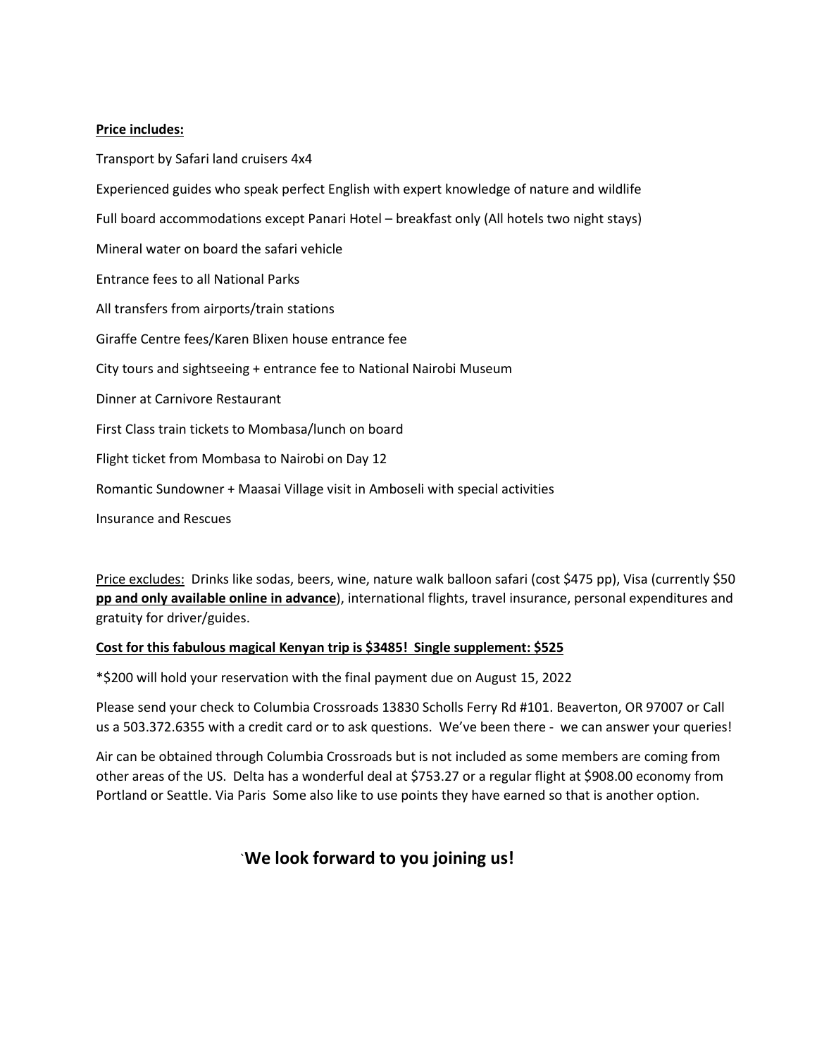**Price includes:**

Transport by Safari land cruisers 4x4

Experienced guides who speak perfect English with expert knowledge of nature and wildlife

Full board accommodations except Panari Hotel – breakfast only (All hotels two night stays)

Mineral water on board the safari vehicle

Entrance fees to all National Parks

All transfers from airports/train stations

Giraffe Centre fees/Karen Blixen house entrance fee

City tours and sightseeing + entrance fee to National Nairobi Museum

Dinner at Carnivore Restaurant

First Class train tickets to Mombasa/lunch on board

Flight ticket from Mombasa to Nairobi on Day 12

Romantic Sundowner + Maasai Village visit in Amboseli with special activities

Insurance and Rescues

Price excludes: Drinks like sodas, beers, wine, nature walk balloon safari (cost $475 pp), Visa (currently $50 **pp and only available online in advance**), international flights, travel insurance, personal expenditures and gratuity for driver/guides.

**Cost for this fabulous magical Kenyan trip is $3485! Single supplement: $525**

*$200 will hold your reservation with the final payment due on August 15, 2022

Please send your check to Columbia Crossroads 13830 Scholls Ferry Rd #101. Beaverton, OR 97007 or Call us a 503.372.6355 with a credit card or to ask questions. We've been there - we can answer your queries!

Air can be obtained through Columbia Crossroads but is not included as some members are coming from other areas of the US. Delta has a wonderful deal at $753.27 or a regular flight at $908.00 economy from Portland or Seattle. Via Paris Some also like to use points they have earned so that is another option.

**`We look forward to you joining us!**